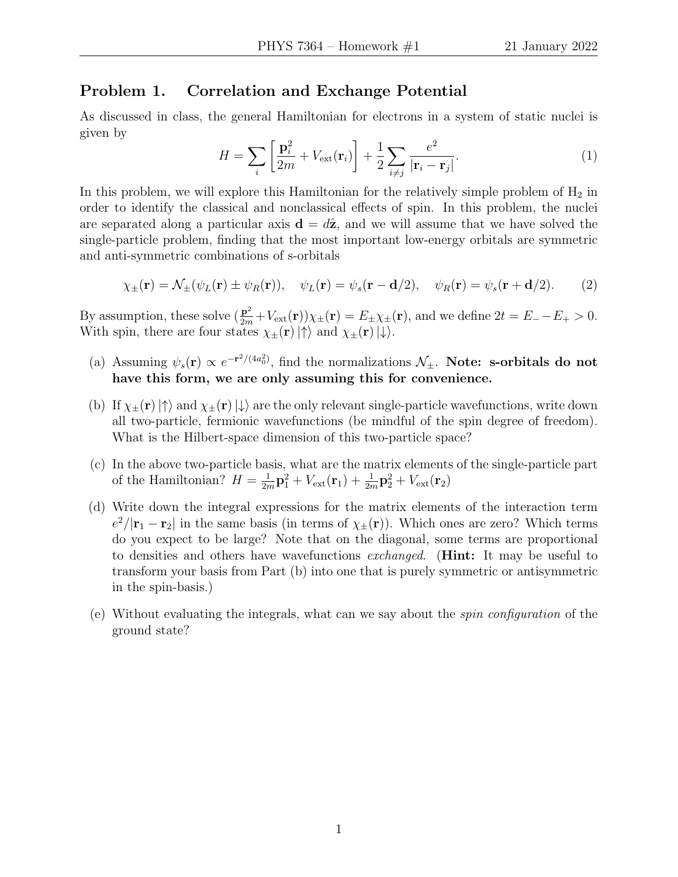## Problem 1. Correlation and Exchange Potential

As discussed in class, the general Hamiltonian for electrons in a system of static nuclei is given by

$$H = \sum_i \left[ \frac{\mathbf{p}_i^2}{2m} + V_{\rm ext}(\mathbf{r}_i) \right] + \frac{1}{2} \sum_{i \neq j} \frac{e^2}{|\mathbf{r}_i - \mathbf{r}_j|}. \tag{1}$$

In this problem, we will explore this Hamiltonian for the relatively simple problem of $H_2$ in order to identify the classical and nonclassical effects of spin. In this problem, the nuclei are separated along a particular axis $\mathbf{d} = d\hat{\mathbf{z}}$, and we will assume that we have solved the single-particle problem, finding that the most important low-energy orbitals are symmetric and anti-symmetric combinations of s-orbitals

$$\chi_\pm(\mathbf{r}) = \mathcal{N}_\pm(\psi_L(\mathbf{r}) \pm \psi_R(\mathbf{r})), \quad \psi_L(\mathbf{r}) = \psi_s(\mathbf{r} - \mathbf{d}/2), \quad \psi_R(\mathbf{r}) = \psi_s(\mathbf{r} + \mathbf{d}/2). \tag{2}$$

By assumption, these solve $(\frac{\mathbf{p}^2}{2m} + V_{\rm ext}(\mathbf{r}))\chi_\pm(\mathbf{r}) = E_\pm \chi_\pm(\mathbf{r})$, and we define $2t = E_- - E_+ > 0$. With spin, there are four states $\chi_\pm(\mathbf{r}) |\uparrow\rangle$ and $\chi_\pm(\mathbf{r}) |\downarrow\rangle$.

(a) Assuming $\psi_s(\mathbf{r}) \propto e^{-\mathbf{r}^2/(4a_0^2)}$, find the normalizations $\mathcal{N}_\pm$. **Note: s-orbitals do not have this form, we are only assuming this for convenience.**

(b) If $\chi_\pm(\mathbf{r}) |\uparrow\rangle$ and $\chi_\pm(\mathbf{r}) |\downarrow\rangle$ are the only relevant single-particle wavefunctions, write down all two-particle, fermionic wavefunctions (be mindful of the spin degree of freedom). What is the Hilbert-space dimension of this two-particle space?

(c) In the above two-particle basis, what are the matrix elements of the single-particle part of the Hamiltonian? $H = \frac{1}{2m}\mathbf{p}_1^2 + V_{\rm ext}(\mathbf{r}_1) + \frac{1}{2m}\mathbf{p}_2^2 + V_{\rm ext}(\mathbf{r}_2)$

(d) Write down the integral expressions for the matrix elements of the interaction term $e^2/|\mathbf{r}_1 - \mathbf{r}_2|$ in the same basis (in terms of $\chi_\pm(\mathbf{r})$). Which ones are zero? Which terms do you expect to be large? Note that on the diagonal, some terms are proportional to densities and others have wavefunctions *exchanged*. (**Hint:** It may be useful to transform your basis from Part (b) into one that is purely symmetric or antisymmetric in the spin-basis.)

(e) Without evaluating the integrals, what can we say about the *spin configuration* of the ground state?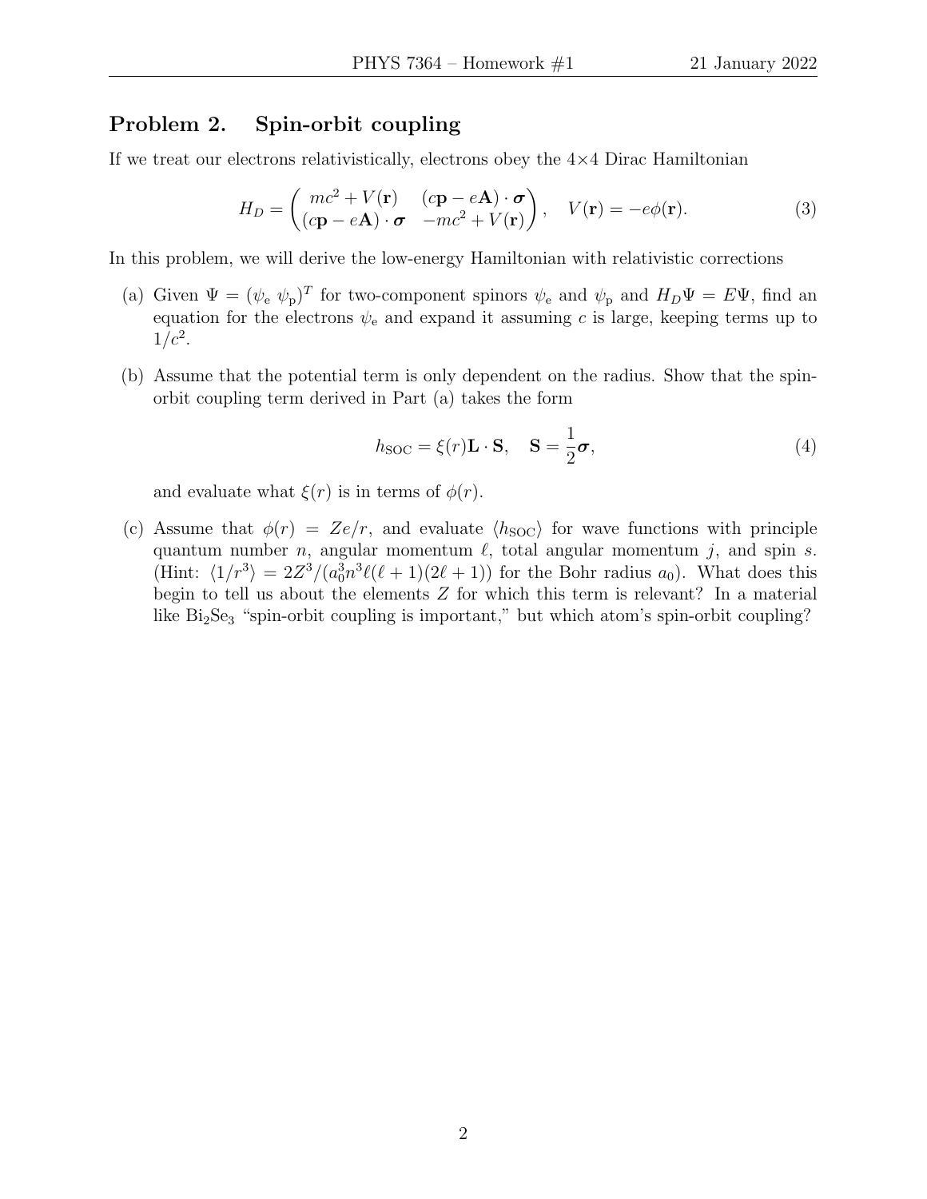## Problem 2. Spin-orbit coupling

If we treat our electrons relativistically, electrons obey the 4×4 Dirac Hamiltonian

$$H_D = \begin{pmatrix} mc^2 + V(\mathbf{r}) & (c\mathbf{p} - e\mathbf{A}) \cdot \boldsymbol{\sigma} \\ (c\mathbf{p} - e\mathbf{A}) \cdot \boldsymbol{\sigma} & -mc^2 + V(\mathbf{r}) \end{pmatrix}, \quad V(\mathbf{r}) = -e\phi(\mathbf{r}). \tag{3}$$

In this problem, we will derive the low-energy Hamiltonian with relativistic corrections

(a) Given $\Psi = (\psi_\mathrm{e}\ \psi_\mathrm{p})^T$ for two-component spinors $\psi_\mathrm{e}$ and $\psi_\mathrm{p}$ and $H_D\Psi = E\Psi$, find an equation for the electrons $\psi_\mathrm{e}$ and expand it assuming $c$ is large, keeping terms up to $1/c^2$.

(b) Assume that the potential term is only dependent on the radius. Show that the spin-orbit coupling term derived in Part (a) takes the form

$$h_\mathrm{SOC} = \xi(r)\mathbf{L} \cdot \mathbf{S}, \quad \mathbf{S} = \frac{1}{2}\boldsymbol{\sigma}, \tag{4}$$

and evaluate what $\xi(r)$ is in terms of $\phi(r)$.

(c) Assume that $\phi(r) = Ze/r$, and evaluate $\langle h_\mathrm{SOC} \rangle$ for wave functions with principle quantum number $n$, angular momentum $\ell$, total angular momentum $j$, and spin $s$. (Hint: $\langle 1/r^3 \rangle = 2Z^3/(a_0^3 n^3 \ell(\ell+1)(2\ell+1))$ for the Bohr radius $a_0$). What does this begin to tell us about the elements $Z$ for which this term is relevant? In a material like $Bi_2Se_3$ "spin-orbit coupling is important," but which atom's spin-orbit coupling?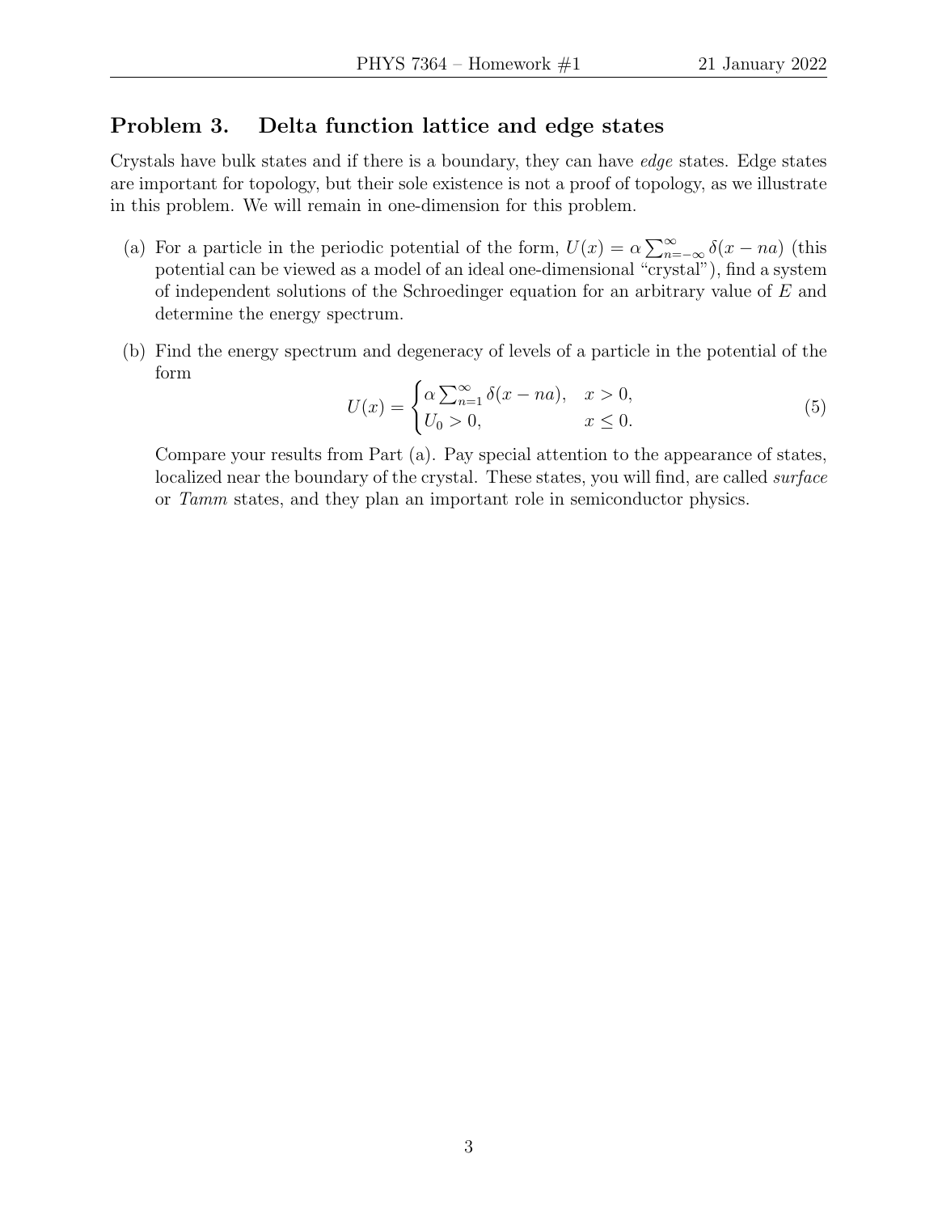## Problem 3. Delta function lattice and edge states

Crystals have bulk states and if there is a boundary, they can have *edge* states. Edge states are important for topology, but their sole existence is not a proof of topology, as we illustrate in this problem. We will remain in one-dimension for this problem.

(a) For a particle in the periodic potential of the form, $U(x) = \alpha \sum_{n=-\infty}^{\infty} \delta(x - na)$ (this potential can be viewed as a model of an ideal one-dimensional "crystal"), find a system of independent solutions of the Schroedinger equation for an arbitrary value of $E$ and determine the energy spectrum.

(b) Find the energy spectrum and degeneracy of levels of a particle in the potential of the form

$$U(x) = \begin{cases} \alpha \sum_{n=1}^{\infty} \delta(x - na), & x > 0, \\ U_0 > 0, & x \leq 0. \end{cases} \tag{5}$$

Compare your results from Part (a). Pay special attention to the appearance of states, localized near the boundary of the crystal. These states, you will find, are called *surface* or *Tamm* states, and they plan an important role in semiconductor physics.